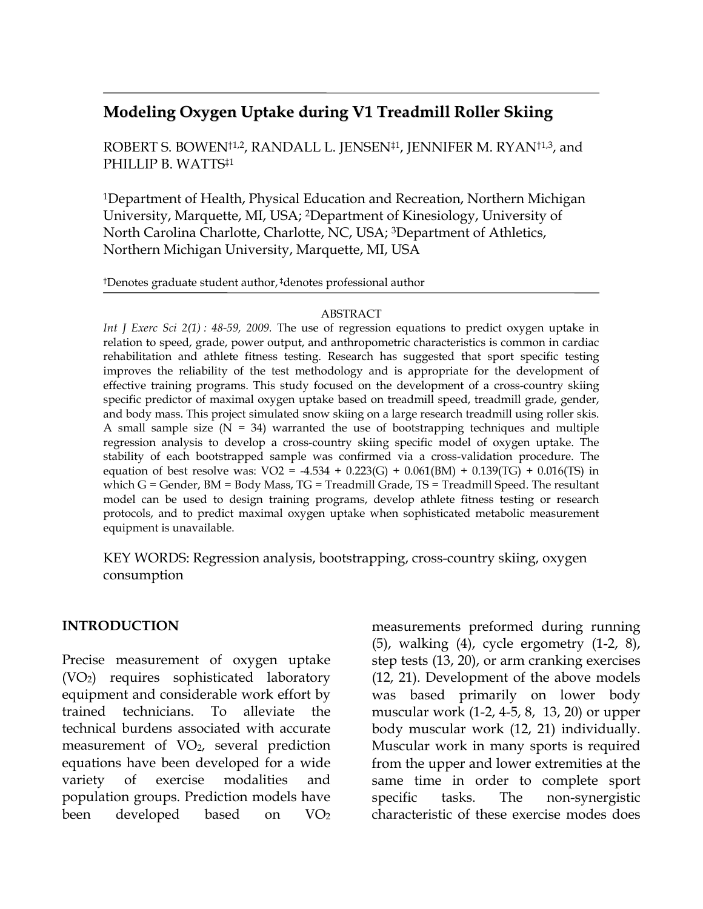# Modeling Oxygen Uptake during V1 Treadmill Roller Skiing

ROBERT S. BOWEN[†1,2], RANDALL L. JENSEN[‡1], JENNIFER M. RYAN[†1,3], and PHILLIP B. WATTS[‡1]

[1]Department of Health, Physical Education and Recreation, Northern Michigan University, Marquette, MI, USA; [2]Department of Kinesiology, University of North Carolina Charlotte, Charlotte, NC, USA; [3]Department of Athletics, Northern Michigan University, Marquette, MI, USA

[†]Denotes graduate student author, [‡]denotes professional author

## ABSTRACT

*Int J Exerc Sci 2(1) : 48-59, 2009.* The use of regression equations to predict oxygen uptake in relation to speed, grade, power output, and anthropometric characteristics is common in cardiac rehabilitation and athlete fitness testing. Research has suggested that sport specific testing improves the reliability of the test methodology and is appropriate for the development of effective training programs. This study focused on the development of a cross-country skiing specific predictor of maximal oxygen uptake based on treadmill speed, treadmill grade, gender, and body mass. This project simulated snow skiing on a large research treadmill using roller skis. A small sample size (N = 34) warranted the use of bootstrapping techniques and multiple regression analysis to develop a cross-country skiing specific model of oxygen uptake. The stability of each bootstrapped sample was confirmed via a cross-validation procedure. The equation of best resolve was: $VO2 = -4.534 + 0.223(G) + 0.061(BM) + 0.139(TG) + 0.016(TS)$ in which G = Gender, BM = Body Mass, TG = Treadmill Grade, TS = Treadmill Speed. The resultant model can be used to design training programs, develop athlete fitness testing or research protocols, and to predict maximal oxygen uptake when sophisticated metabolic measurement equipment is unavailable.

KEY WORDS: Regression analysis, bootstrapping, cross-country skiing, oxygen consumption

## INTRODUCTION

Precise measurement of oxygen uptake ($VO_2$) requires sophisticated laboratory equipment and considerable work effort by trained technicians. To alleviate the technical burdens associated with accurate measurement of $VO_2$, several prediction equations have been developed for a wide variety of exercise modalities and population groups. Prediction models have been developed based on $VO_2$ measurements preformed during running (5), walking (4), cycle ergometry (1-2, 8), step tests (13, 20), or arm cranking exercises (12, 21). Development of the above models was based primarily on lower body muscular work (1-2, 4-5, 8, 13, 20) or upper body muscular work (12, 21) individually. Muscular work in many sports is required from the upper and lower extremities at the same time in order to complete sport specific tasks. The non-synergistic characteristic of these exercise modes does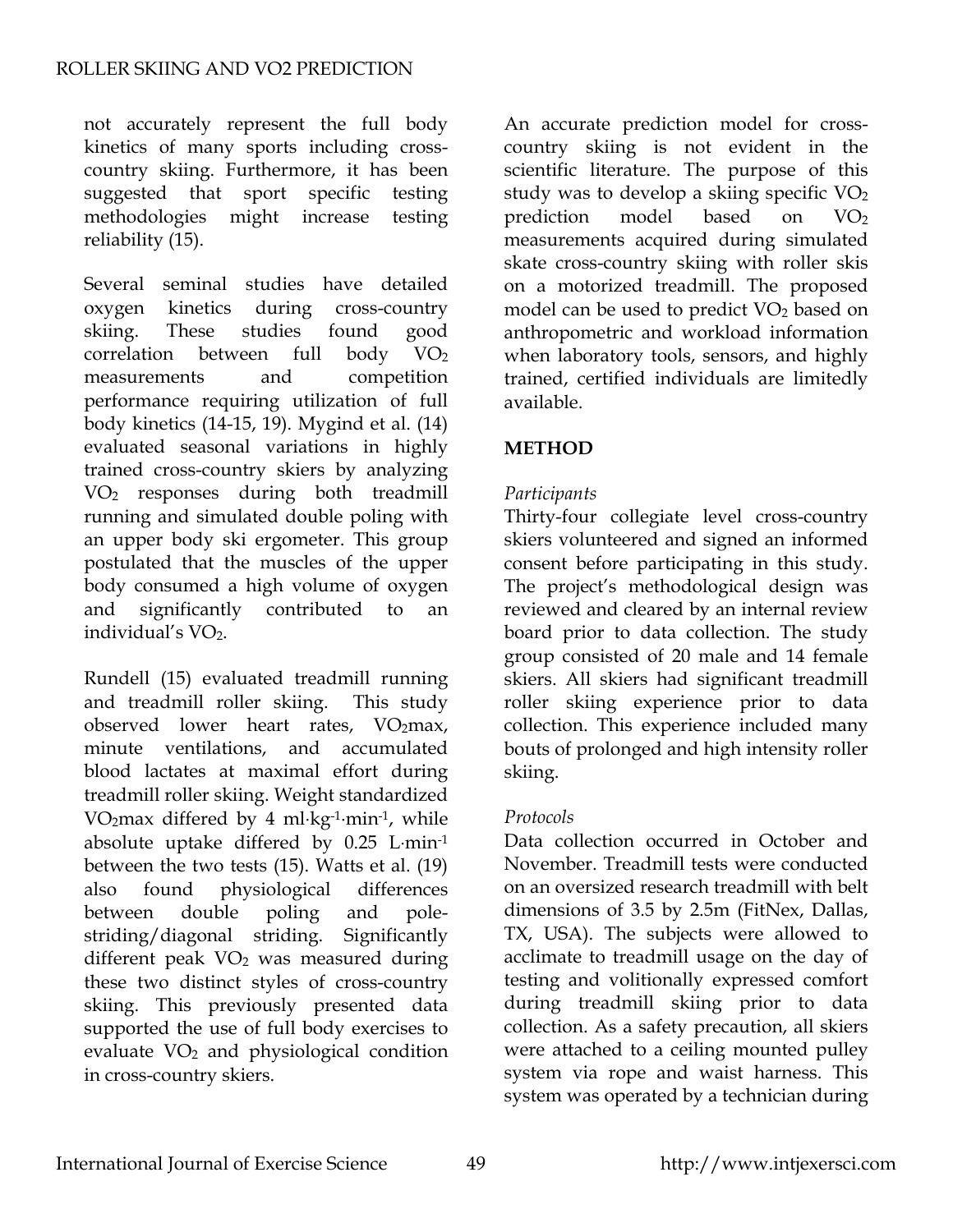not accurately represent the full body kinetics of many sports including cross-country skiing. Furthermore, it has been suggested that sport specific testing methodologies might increase testing reliability (15).

Several seminal studies have detailed oxygen kinetics during cross-country skiing. These studies found good correlation between full body $VO_2$ measurements and competition performance requiring utilization of full body kinetics (14-15, 19). Mygind et al. (14) evaluated seasonal variations in highly trained cross-country skiers by analyzing $VO_2$ responses during both treadmill running and simulated double poling with an upper body ski ergometer. This group postulated that the muscles of the upper body consumed a high volume of oxygen and significantly contributed to an individual's $VO_2$.

Rundell (15) evaluated treadmill running and treadmill roller skiing. This study observed lower heart rates, $VO_2$max, minute ventilations, and accumulated blood lactates at maximal effort during treadmill roller skiing. Weight standardized $VO_2$max differed by 4 $ml \cdot kg^{-1} \cdot min^{-1}$, while absolute uptake differed by 0.25 $L \cdot min^{-1}$ between the two tests (15). Watts et al. (19) also found physiological differences between double poling and pole-striding/diagonal striding. Significantly different peak $VO_2$ was measured during these two distinct styles of cross-country skiing. This previously presented data supported the use of full body exercises to evaluate $VO_2$ and physiological condition in cross-country skiers.

An accurate prediction model for cross-country skiing is not evident in the scientific literature. The purpose of this study was to develop a skiing specific $VO_2$ prediction model based on $VO_2$ measurements acquired during simulated skate cross-country skiing with roller skis on a motorized treadmill. The proposed model can be used to predict $VO_2$ based on anthropometric and workload information when laboratory tools, sensors, and highly trained, certified individuals are limitedly available.

## METHOD

### *Participants*

Thirty-four collegiate level cross-country skiers volunteered and signed an informed consent before participating in this study. The project's methodological design was reviewed and cleared by an internal review board prior to data collection. The study group consisted of 20 male and 14 female skiers. All skiers had significant treadmill roller skiing experience prior to data collection. This experience included many bouts of prolonged and high intensity roller skiing.

### *Protocols*

Data collection occurred in October and November. Treadmill tests were conducted on an oversized research treadmill with belt dimensions of 3.5 by 2.5m (FitNex, Dallas, TX, USA). The subjects were allowed to acclimate to treadmill usage on the day of testing and volitionally expressed comfort during treadmill skiing prior to data collection. As a safety precaution, all skiers were attached to a ceiling mounted pulley system via rope and waist harness. This system was operated by a technician during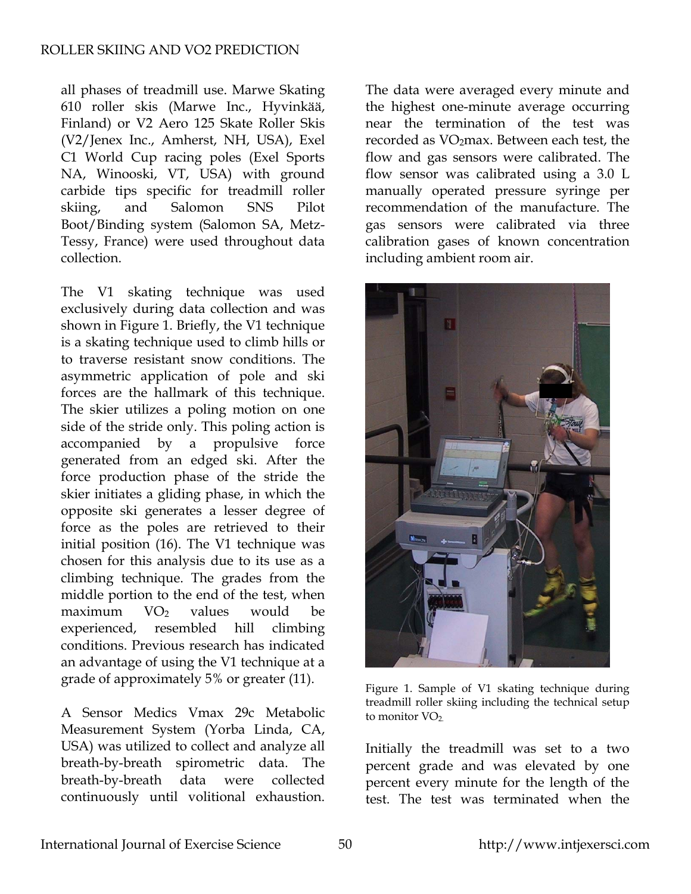all phases of treadmill use. Marwe Skating 610 roller skis (Marwe Inc., Hyvinkää, Finland) or V2 Aero 125 Skate Roller Skis (V2/Jenex Inc., Amherst, NH, USA), Exel C1 World Cup racing poles (Exel Sports NA, Winooski, VT, USA) with ground carbide tips specific for treadmill roller skiing, and Salomon SNS Pilot Boot/Binding system (Salomon SA, Metz-Tessy, France) were used throughout data collection.

The V1 skating technique was used exclusively during data collection and was shown in Figure 1. Briefly, the V1 technique is a skating technique used to climb hills or to traverse resistant snow conditions. The asymmetric application of pole and ski forces are the hallmark of this technique. The skier utilizes a poling motion on one side of the stride only. This poling action is accompanied by a propulsive force generated from an edged ski. After the force production phase of the stride the skier initiates a gliding phase, in which the opposite ski generates a lesser degree of force as the poles are retrieved to their initial position (16). The V1 technique was chosen for this analysis due to its use as a climbing technique. The grades from the middle portion to the end of the test, when maximum $VO_2$ values would be experienced, resembled hill climbing conditions. Previous research has indicated an advantage of using the V1 technique at a grade of approximately 5% or greater (11).

A Sensor Medics Vmax 29c Metabolic Measurement System (Yorba Linda, CA, USA) was utilized to collect and analyze all breath-by-breath spirometric data. The breath-by-breath data were collected continuously until volitional exhaustion. The data were averaged every minute and the highest one-minute average occurring near the termination of the test was recorded as $VO_2$max. Between each test, the flow and gas sensors were calibrated. The flow sensor was calibrated using a 3.0 L manually operated pressure syringe per recommendation of the manufacture. The gas sensors were calibrated via three calibration gases of known concentration including ambient room air.

Figure 1. Sample of V1 skating technique during treadmill roller skiing including the technical setup to monitor $VO_2$.

Initially the treadmill was set to a two percent grade and was elevated by one percent every minute for the length of the test. The test was terminated when the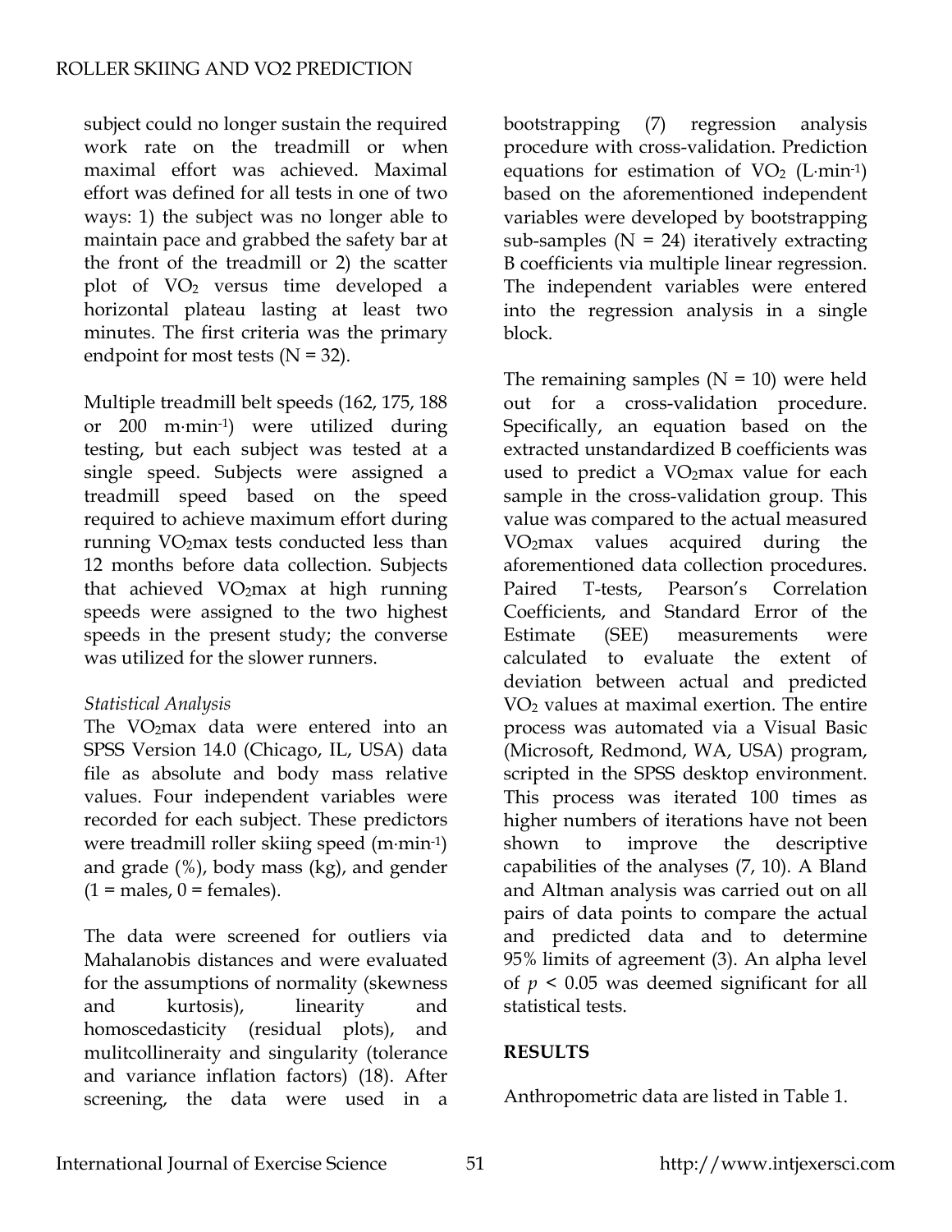subject could no longer sustain the required work rate on the treadmill or when maximal effort was achieved. Maximal effort was defined for all tests in one of two ways: 1) the subject was no longer able to maintain pace and grabbed the safety bar at the front of the treadmill or 2) the scatter plot of $VO_2$ versus time developed a horizontal plateau lasting at least two minutes. The first criteria was the primary endpoint for most tests (N = 32).

Multiple treadmill belt speeds (162, 175, 188 or 200 $m \cdot min^{-1}$) were utilized during testing, but each subject was tested at a single speed. Subjects were assigned a treadmill speed based on the speed required to achieve maximum effort during running $VO_2max$ tests conducted less than 12 months before data collection. Subjects that achieved $VO_2max$ at high running speeds were assigned to the two highest speeds in the present study; the converse was utilized for the slower runners.

*Statistical Analysis*

The $VO_2max$ data were entered into an SPSS Version 14.0 (Chicago, IL, USA) data file as absolute and body mass relative values. Four independent variables were recorded for each subject. These predictors were treadmill roller skiing speed ($m \cdot min^{-1}$) and grade (%), body mass (kg), and gender (1 = males, 0 = females).

The data were screened for outliers via Mahalanobis distances and were evaluated for the assumptions of normality (skewness and kurtosis), linearity and homoscedasticity (residual plots), and mulitcollineraity and singularity (tolerance and variance inflation factors) (18). After screening, the data were used in a bootstrapping (7) regression analysis procedure with cross-validation. Prediction equations for estimation of $VO_2$ ($L \cdot min^{-1}$) based on the aforementioned independent variables were developed by bootstrapping sub-samples (N = 24) iteratively extracting B coefficients via multiple linear regression. The independent variables were entered into the regression analysis in a single block.

The remaining samples (N = 10) were held out for a cross-validation procedure. Specifically, an equation based on the extracted unstandardized B coefficients was used to predict a $VO_2max$ value for each sample in the cross-validation group. This value was compared to the actual measured $VO_2max$ values acquired during the aforementioned data collection procedures. Paired T-tests, Pearson's Correlation Coefficients, and Standard Error of the Estimate (SEE) measurements were calculated to evaluate the extent of deviation between actual and predicted $VO_2$ values at maximal exertion. The entire process was automated via a Visual Basic (Microsoft, Redmond, WA, USA) program, scripted in the SPSS desktop environment. This process was iterated 100 times as higher numbers of iterations have not been shown to improve the descriptive capabilities of the analyses (7, 10). A Bland and Altman analysis was carried out on all pairs of data points to compare the actual and predicted data and to determine 95% limits of agreement (3). An alpha level of $p < 0.05$ was deemed significant for all statistical tests.

## RESULTS

Anthropometric data are listed in Table 1.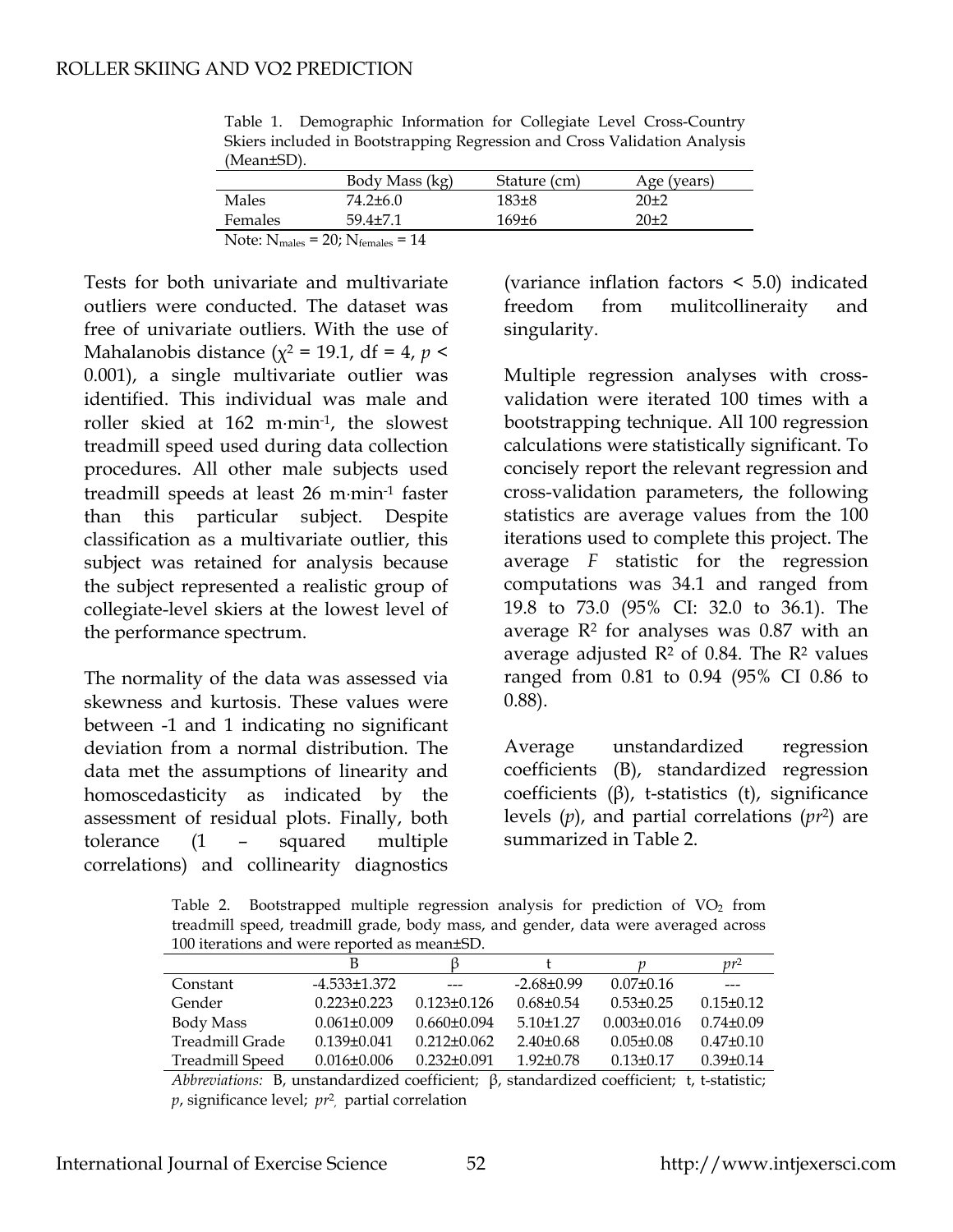Table 1. Demographic Information for Collegiate Level Cross-Country Skiers included in Bootstrapping Regression and Cross Validation Analysis (Mean±SD).

| | Body Mass (kg) | Stature (cm) | Age (years) |
|---|---|---|---|
| Males | 74.2±6.0 | 183±8 | 20±2 |
| Females | 59.4±7.1 | 169±6 | 20±2 |

Note: $N_{males}$ = 20; $N_{females}$ = 14

Tests for both univariate and multivariate outliers were conducted. The dataset was free of univariate outliers. With the use of Mahalanobis distance ($\chi^2$ = 19.1, df = 4, $p$ < 0.001), a single multivariate outlier was identified. This individual was male and roller skied at 162 m·min$^{-1}$, the slowest treadmill speed used during data collection procedures. All other male subjects used treadmill speeds at least 26 m·min$^{-1}$ faster than this particular subject. Despite classification as a multivariate outlier, this subject was retained for analysis because the subject represented a realistic group of collegiate-level skiers at the lowest level of the performance spectrum.

The normality of the data was assessed via skewness and kurtosis. These values were between -1 and 1 indicating no significant deviation from a normal distribution. The data met the assumptions of linearity and homoscedasticity as indicated by the assessment of residual plots. Finally, both tolerance (1 – squared multiple correlations) and collinearity diagnostics (variance inflation factors < 5.0) indicated freedom from mulitcollinearity and singularity.

Multiple regression analyses with cross-validation were iterated 100 times with a bootstrapping technique. All 100 regression calculations were statistically significant. To concisely report the relevant regression and cross-validation parameters, the following statistics are average values from the 100 iterations used to complete this project. The average *F* statistic for the regression computations was 34.1 and ranged from 19.8 to 73.0 (95% CI: 32.0 to 36.1). The average $R^2$ for analyses was 0.87 with an average adjusted $R^2$ of 0.84. The $R^2$ values ranged from 0.81 to 0.94 (95% CI 0.86 to 0.88).

Average unstandardized regression coefficients (B), standardized regression coefficients (β), t-statistics (t), significance levels (*p*), and partial correlations ($pr^2$) are summarized in Table 2.

Table 2. Bootstrapped multiple regression analysis for prediction of $VO_2$ from treadmill speed, treadmill grade, body mass, and gender, data were averaged across 100 iterations and were reported as mean±SD.

| | B | β | t | *p* | $pr^2$ |
|---|---|---|---|---|---|
| Constant | -4.533±1.372 | --- | -2.68±0.99 | 0.07±0.16 | --- |
| Gender | 0.223±0.223 | 0.123±0.126 | 0.68±0.54 | 0.53±0.25 | 0.15±0.12 |
| Body Mass | 0.061±0.009 | 0.660±0.094 | 5.10±1.27 | 0.003±0.016 | 0.74±0.09 |
| Treadmill Grade | 0.139±0.041 | 0.212±0.062 | 2.40±0.68 | 0.05±0.08 | 0.47±0.10 |
| Treadmill Speed | 0.016±0.006 | 0.232±0.091 | 1.92±0.78 | 0.13±0.17 | 0.39±0.14 |

*Abbreviations:* B, unstandardized coefficient; β, standardized coefficient; t, t-statistic; *p*, significance level; $pr^2$, partial correlation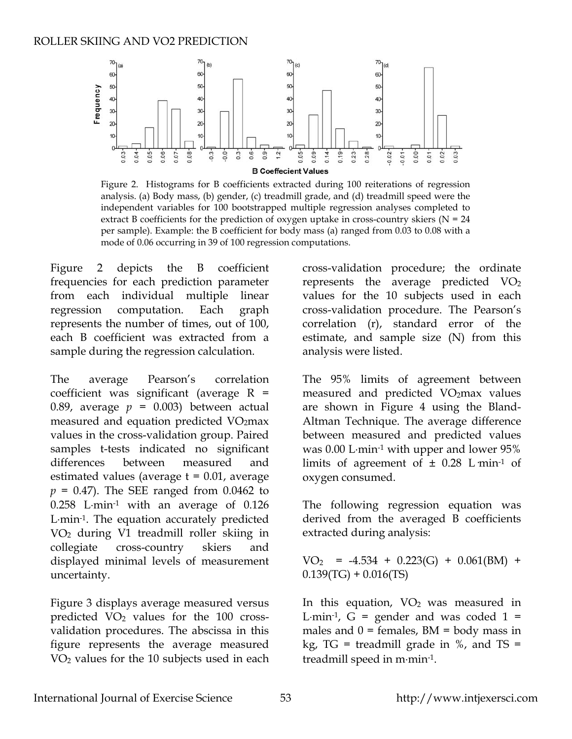Figure 2. Histograms for B coefficients extracted during 100 reiterations of regression analysis. (a) Body mass, (b) gender, (c) treadmill grade, and (d) treadmill speed were the independent variables for 100 bootstrapped multiple regression analyses completed to extract B coefficients for the prediction of oxygen uptake in cross-country skiers (N = 24 per sample). Example: the B coefficient for body mass (a) ranged from 0.03 to 0.08 with a mode of 0.06 occurring in 39 of 100 regression computations.

Figure 2 depicts the B coefficient frequencies for each prediction parameter from each individual multiple linear regression computation. Each graph represents the number of times, out of 100, each B coefficient was extracted from a sample during the regression calculation.

The average Pearson's correlation coefficient was significant (average R = 0.89, average $p$ = 0.003) between actual measured and equation predicted $VO_2max$ values in the cross-validation group. Paired samples t-tests indicated no significant differences between measured and estimated values (average t = 0.01, average $p$ = 0.47). The SEE ranged from 0.0462 to 0.258 $L \cdot min^{-1}$ with an average of 0.126 $L \cdot min^{-1}$. The equation accurately predicted $VO_2$ during V1 treadmill roller skiing in collegiate cross-country skiers and displayed minimal levels of measurement uncertainty.

Figure 3 displays average measured versus predicted $VO_2$ values for the 100 cross-validation procedures. The abscissa in this figure represents the average measured $VO_2$ values for the 10 subjects used in each cross-validation procedure; the ordinate represents the average predicted $VO_2$ values for the 10 subjects used in each cross-validation procedure. The Pearson's correlation (r), standard error of the estimate, and sample size (N) from this analysis were listed.

The 95% limits of agreement between measured and predicted $VO_2max$ values are shown in Figure 4 using the Bland-Altman Technique. The average difference between measured and predicted values was 0.00 $L \cdot min^{-1}$ with upper and lower 95% limits of agreement of ± 0.28 $L \cdot min^{-1}$ of oxygen consumed.

The following regression equation was derived from the averaged B coefficients extracted during analysis:

$$VO_2 = -4.534 + 0.223(G) + 0.061(BM) + 0.139(TG) + 0.016(TS)$$

In this equation, $VO_2$ was measured in $L \cdot min^{-1}$, G = gender and was coded 1 = males and 0 = females, BM = body mass in kg, TG = treadmill grade in %, and TS = treadmill speed in $m \cdot min^{-1}$.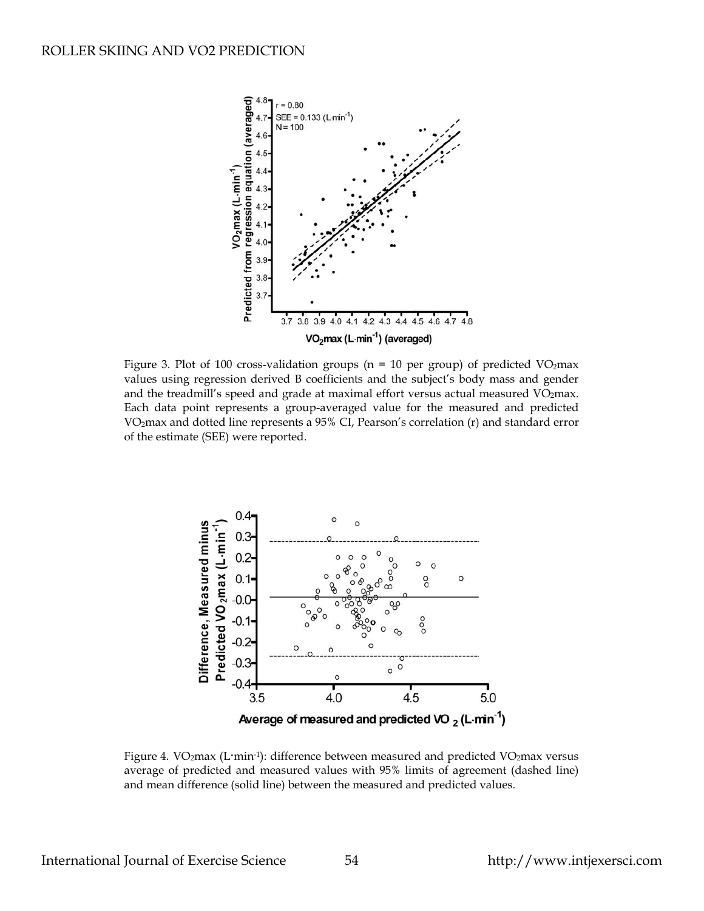Figure 3. Plot of 100 cross-validation groups (n = 10 per group) of predicted $VO_2max$ values using regression derived B coefficients and the subject's body mass and gender and the treadmill's speed and grade at maximal effort versus actual measured $VO_2max$. Each data point represents a group-averaged value for the measured and predicted $VO_2max$ and dotted line represents a 95% CI, Pearson's correlation (r) and standard error of the estimate (SEE) were reported.

Figure 4. $VO_2max$ ($L \cdot min^{-1}$): difference between measured and predicted $VO_2max$ versus average of predicted and measured values with 95% limits of agreement (dashed line) and mean difference (solid line) between the measured and predicted values.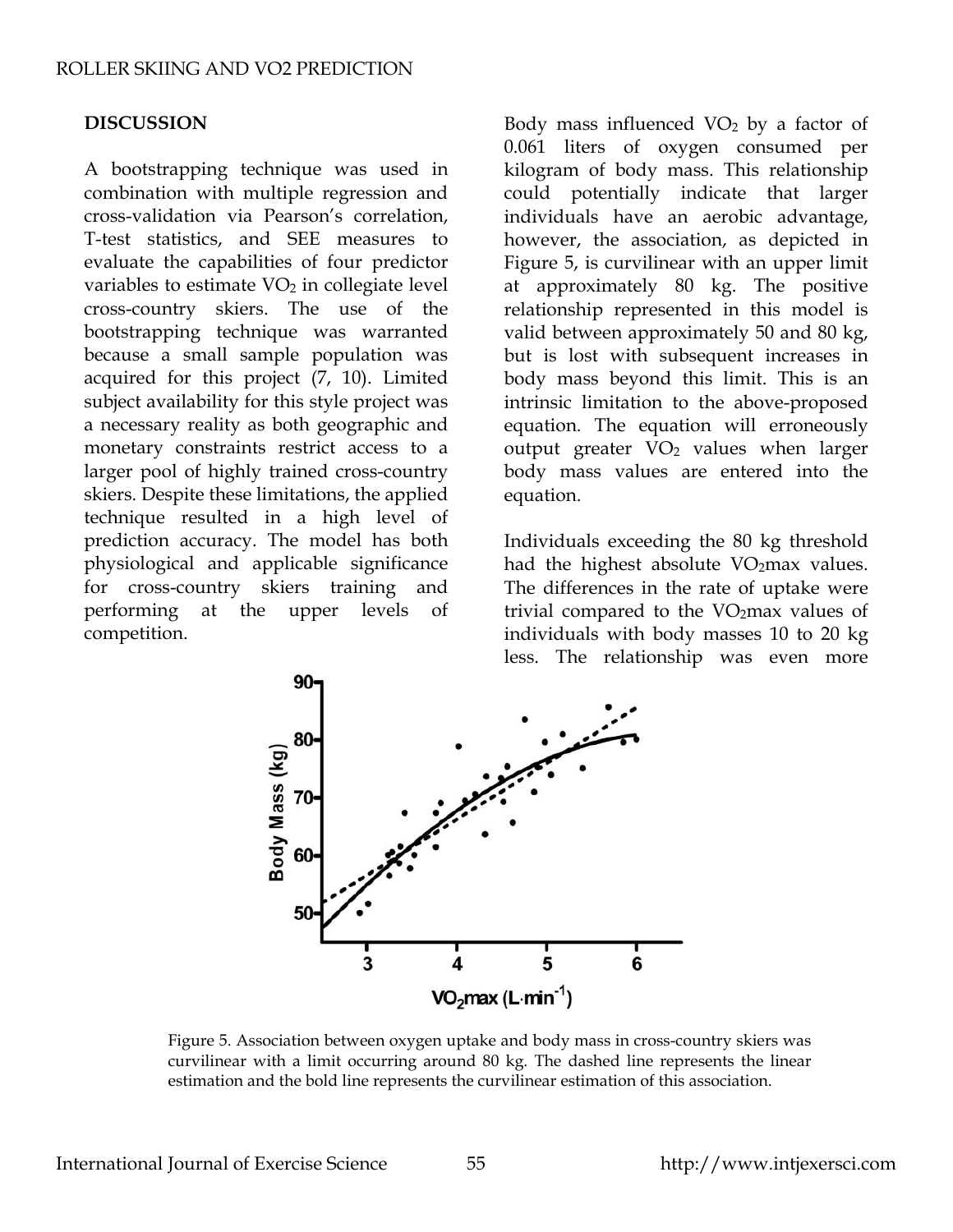## DISCUSSION

A bootstrapping technique was used in combination with multiple regression and cross-validation via Pearson's correlation, T-test statistics, and SEE measures to evaluate the capabilities of four predictor variables to estimate $VO_2$ in collegiate level cross-country skiers. The use of the bootstrapping technique was warranted because a small sample population was acquired for this project (7, 10). Limited subject availability for this style project was a necessary reality as both geographic and monetary constraints restrict access to a larger pool of highly trained cross-country skiers. Despite these limitations, the applied technique resulted in a high level of prediction accuracy. The model has both physiological and applicable significance for cross-country skiers training and performing at the upper levels of competition.

Body mass influenced $VO_2$ by a factor of 0.061 liters of oxygen consumed per kilogram of body mass. This relationship could potentially indicate that larger individuals have an aerobic advantage, however, the association, as depicted in Figure 5, is curvilinear with an upper limit at approximately 80 kg. The positive relationship represented in this model is valid between approximately 50 and 80 kg, but is lost with subsequent increases in body mass beyond this limit. This is an intrinsic limitation to the above-proposed equation. The equation will erroneously output greater $VO_2$ values when larger body mass values are entered into the equation.

Individuals exceeding the 80 kg threshold had the highest absolute $VO_2$max values. The differences in the rate of uptake were trivial compared to the $VO_2$max values of individuals with body masses 10 to 20 kg less. The relationship was even more

Figure 5. Association between oxygen uptake and body mass in cross-country skiers was curvilinear with a limit occurring around 80 kg. The dashed line represents the linear estimation and the bold line represents the curvilinear estimation of this association.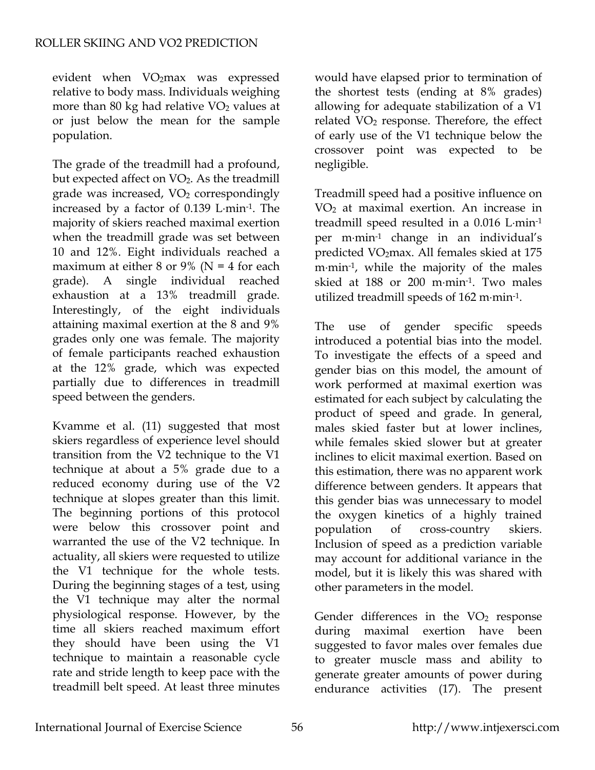evident when $VO_2max$ was expressed relative to body mass. Individuals weighing more than 80 kg had relative $VO_2$ values at or just below the mean for the sample population.

The grade of the treadmill had a profound, but expected affect on $VO_2$. As the treadmill grade was increased, $VO_2$ correspondingly increased by a factor of 0.139 $L \cdot min^{-1}$. The majority of skiers reached maximal exertion when the treadmill grade was set between 10 and 12%. Eight individuals reached a maximum at either 8 or 9% (N = 4 for each grade). A single individual reached exhaustion at a 13% treadmill grade. Interestingly, of the eight individuals attaining maximal exertion at the 8 and 9% grades only one was female. The majority of female participants reached exhaustion at the 12% grade, which was expected partially due to differences in treadmill speed between the genders.

Kvamme et al. (11) suggested that most skiers regardless of experience level should transition from the V2 technique to the V1 technique at about a 5% grade due to a reduced economy during use of the V2 technique at slopes greater than this limit. The beginning portions of this protocol were below this crossover point and warranted the use of the V2 technique. In actuality, all skiers were requested to utilize the V1 technique for the whole tests. During the beginning stages of a test, using the V1 technique may alter the normal physiological response. However, by the time all skiers reached maximum effort they should have been using the V1 technique to maintain a reasonable cycle rate and stride length to keep pace with the treadmill belt speed. At least three minutes would have elapsed prior to termination of the shortest tests (ending at 8% grades) allowing for adequate stabilization of a V1 related $VO_2$ response. Therefore, the effect of early use of the V1 technique below the crossover point was expected to be negligible.

Treadmill speed had a positive influence on $VO_2$ at maximal exertion. An increase in treadmill speed resulted in a 0.016 $L \cdot min^{-1}$ per $m \cdot min^{-1}$ change in an individual's predicted $VO_2max$. All females skied at 175 $m \cdot min^{-1}$, while the majority of the males skied at 188 or 200 $m \cdot min^{-1}$. Two males utilized treadmill speeds of 162 $m \cdot min^{-1}$.

The use of gender specific speeds introduced a potential bias into the model. To investigate the effects of a speed and gender bias on this model, the amount of work performed at maximal exertion was estimated for each subject by calculating the product of speed and grade. In general, males skied faster but at lower inclines, while females skied slower but at greater inclines to elicit maximal exertion. Based on this estimation, there was no apparent work difference between genders. It appears that this gender bias was unnecessary to model the oxygen kinetics of a highly trained population of cross-country skiers. Inclusion of speed as a prediction variable may account for additional variance in the model, but it is likely this was shared with other parameters in the model.

Gender differences in the $VO_2$ response during maximal exertion have been suggested to favor males over females due to greater muscle mass and ability to generate greater amounts of power during endurance activities (17). The present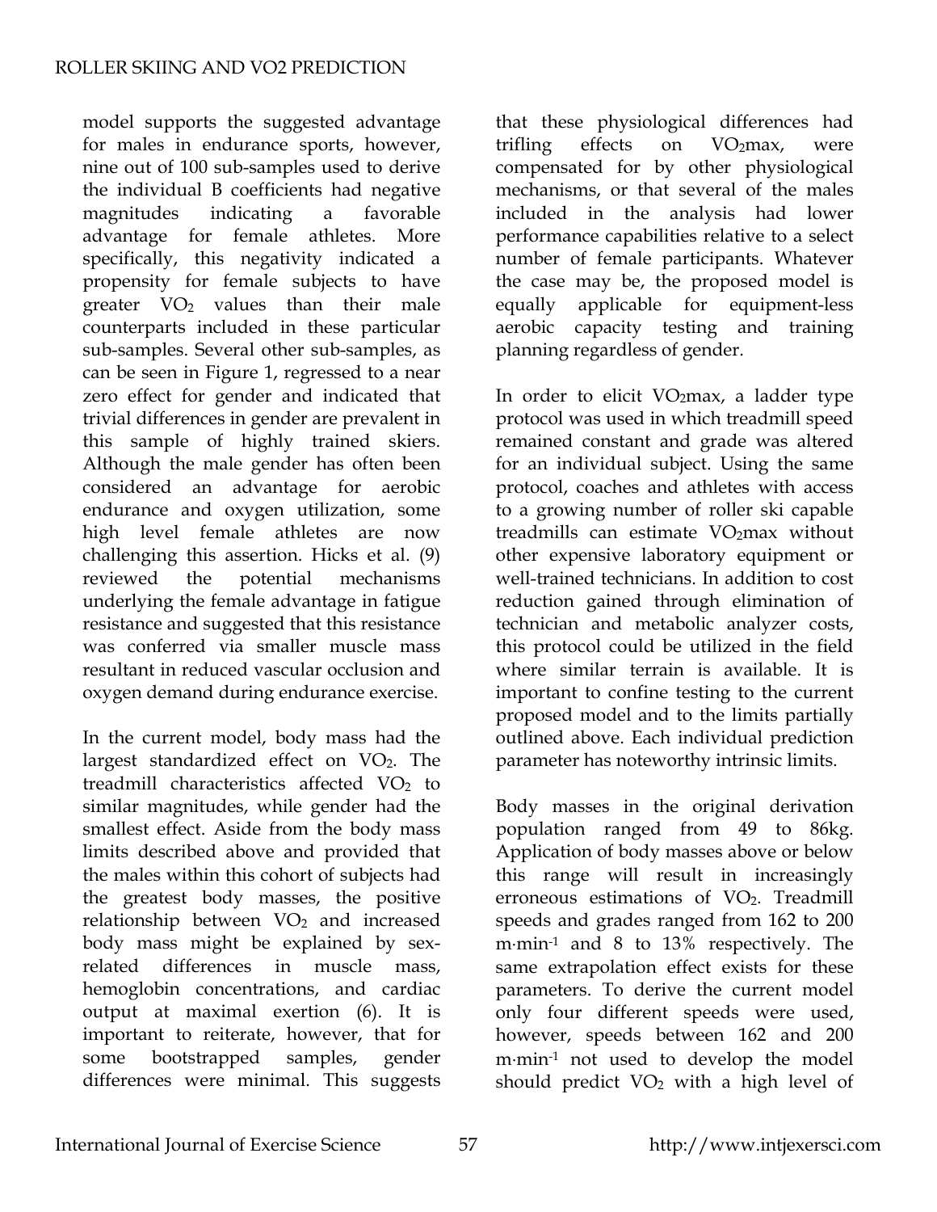model supports the suggested advantage for males in endurance sports, however, nine out of 100 sub-samples used to derive the individual B coefficients had negative magnitudes indicating a favorable advantage for female athletes. More specifically, this negativity indicated a propensity for female subjects to have greater $VO_2$ values than their male counterparts included in these particular sub-samples. Several other sub-samples, as can be seen in Figure 1, regressed to a near zero effect for gender and indicated that trivial differences in gender are prevalent in this sample of highly trained skiers. Although the male gender has often been considered an advantage for aerobic endurance and oxygen utilization, some high level female athletes are now challenging this assertion. Hicks et al. (9) reviewed the potential mechanisms underlying the female advantage in fatigue resistance and suggested that this resistance was conferred via smaller muscle mass resultant in reduced vascular occlusion and oxygen demand during endurance exercise.

In the current model, body mass had the largest standardized effect on $VO_2$. The treadmill characteristics affected $VO_2$ to similar magnitudes, while gender had the smallest effect. Aside from the body mass limits described above and provided that the males within this cohort of subjects had the greatest body masses, the positive relationship between $VO_2$ and increased body mass might be explained by sex-related differences in muscle mass, hemoglobin concentrations, and cardiac output at maximal exertion (6). It is important to reiterate, however, that for some bootstrapped samples, gender differences were minimal. This suggests that these physiological differences had trifling effects on $VO_2max$, were compensated for by other physiological mechanisms, or that several of the males included in the analysis had lower performance capabilities relative to a select number of female participants. Whatever the case may be, the proposed model is equally applicable for equipment-less aerobic capacity testing and training planning regardless of gender.

In order to elicit $VO_2max$, a ladder type protocol was used in which treadmill speed remained constant and grade was altered for an individual subject. Using the same protocol, coaches and athletes with access to a growing number of roller ski capable treadmills can estimate $VO_2max$ without other expensive laboratory equipment or well-trained technicians. In addition to cost reduction gained through elimination of technician and metabolic analyzer costs, this protocol could be utilized in the field where similar terrain is available. It is important to confine testing to the current proposed model and to the limits partially outlined above. Each individual prediction parameter has noteworthy intrinsic limits.

Body masses in the original derivation population ranged from 49 to 86kg. Application of body masses above or below this range will result in increasingly erroneous estimations of $VO_2$. Treadmill speeds and grades ranged from 162 to 200 $m \cdot min^{-1}$ and 8 to 13% respectively. The same extrapolation effect exists for these parameters. To derive the current model only four different speeds were used, however, speeds between 162 and 200 $m \cdot min^{-1}$ not used to develop the model should predict $VO_2$ with a high level of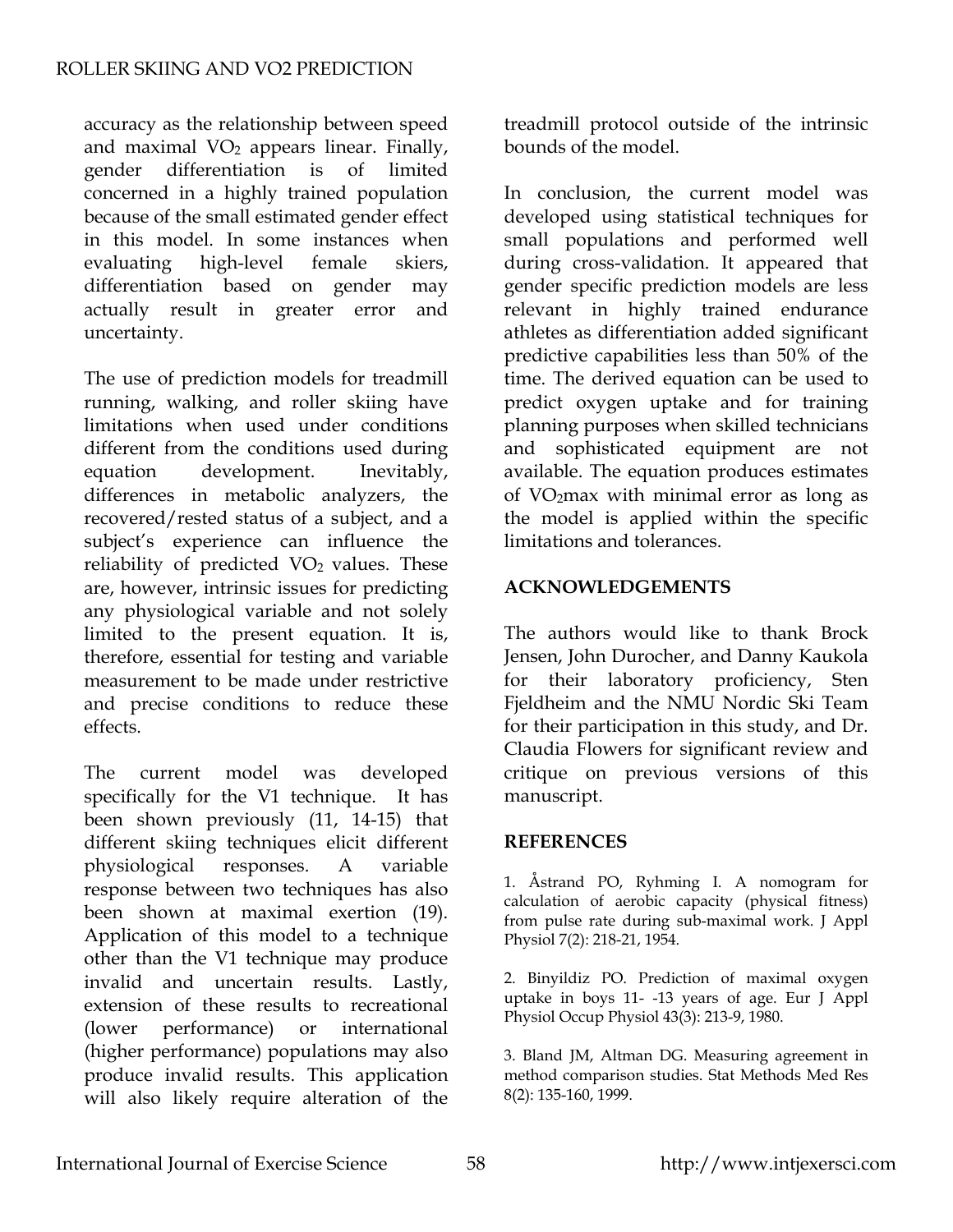accuracy as the relationship between speed and maximal $VO_2$ appears linear. Finally, gender differentiation is of limited concerned in a highly trained population because of the small estimated gender effect in this model. In some instances when evaluating high-level female skiers, differentiation based on gender may actually result in greater error and uncertainty.

The use of prediction models for treadmill running, walking, and roller skiing have limitations when used under conditions different from the conditions used during equation development. Inevitably, differences in metabolic analyzers, the recovered/rested status of a subject, and a subject's experience can influence the reliability of predicted $VO_2$ values. These are, however, intrinsic issues for predicting any physiological variable and not solely limited to the present equation. It is, therefore, essential for testing and variable measurement to be made under restrictive and precise conditions to reduce these effects.

The current model was developed specifically for the V1 technique. It has been shown previously (11, 14-15) that different skiing techniques elicit different physiological responses. A variable response between two techniques has also been shown at maximal exertion (19). Application of this model to a technique other than the V1 technique may produce invalid and uncertain results. Lastly, extension of these results to recreational (lower performance) or international (higher performance) populations may also produce invalid results. This application will also likely require alteration of the treadmill protocol outside of the intrinsic bounds of the model.

In conclusion, the current model was developed using statistical techniques for small populations and performed well during cross-validation. It appeared that gender specific prediction models are less relevant in highly trained endurance athletes as differentiation added significant predictive capabilities less than 50% of the time. The derived equation can be used to predict oxygen uptake and for training planning purposes when skilled technicians and sophisticated equipment are not available. The equation produces estimates of $VO_2$max with minimal error as long as the model is applied within the specific limitations and tolerances.

## ACKNOWLEDGEMENTS

The authors would like to thank Brock Jensen, John Durocher, and Danny Kaukola for their laboratory proficiency, Sten Fjeldheim and the NMU Nordic Ski Team for their participation in this study, and Dr. Claudia Flowers for significant review and critique on previous versions of this manuscript.

## REFERENCES

1. Åstrand PO, Ryhming I. A nomogram for calculation of aerobic capacity (physical fitness) from pulse rate during sub-maximal work. J Appl Physiol 7(2): 218-21, 1954.

2. Binyildiz PO. Prediction of maximal oxygen uptake in boys 11- -13 years of age. Eur J Appl Physiol Occup Physiol 43(3): 213-9, 1980.

3. Bland JM, Altman DG. Measuring agreement in method comparison studies. Stat Methods Med Res 8(2): 135-160, 1999.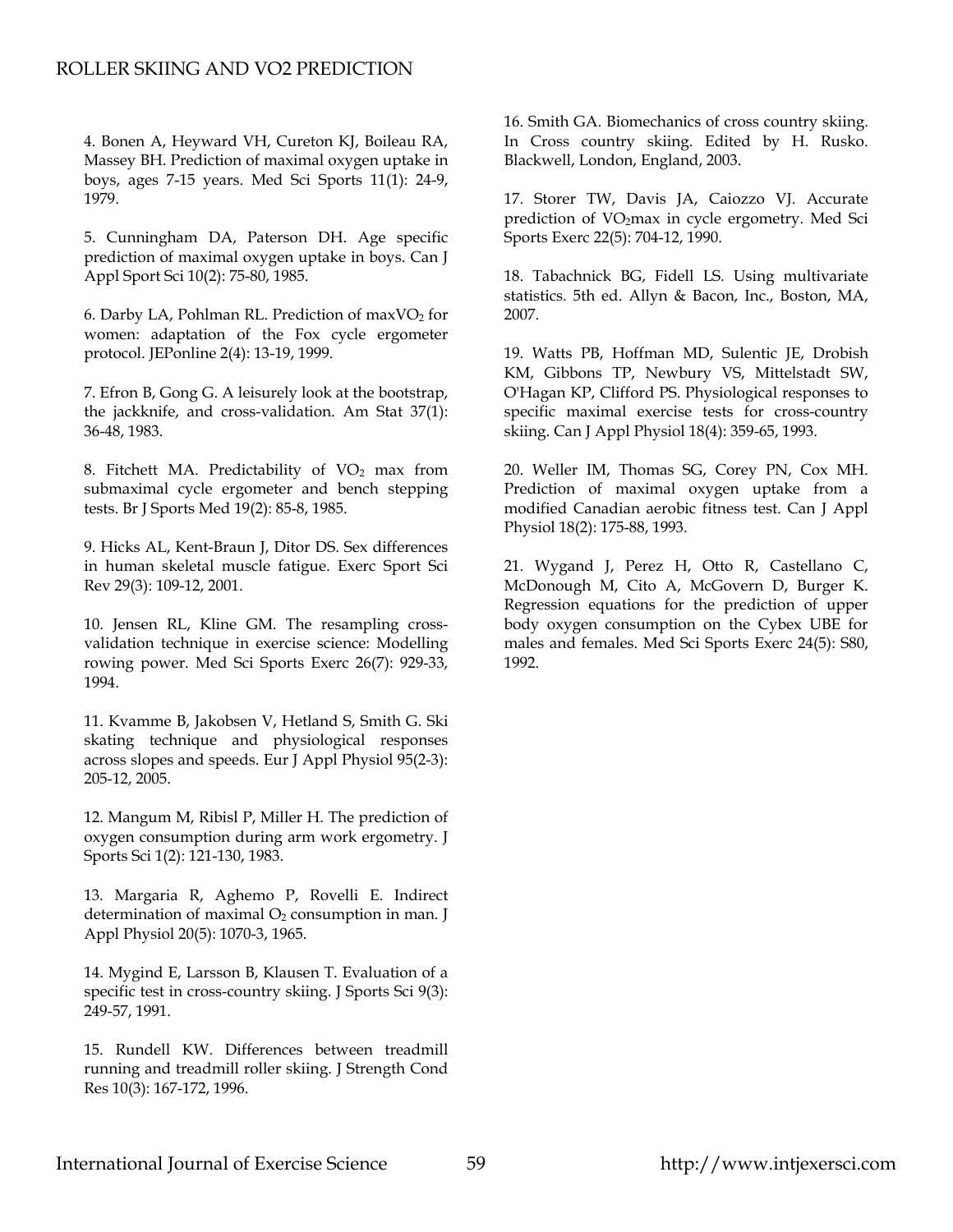4. Bonen A, Heyward VH, Cureton KJ, Boileau RA, Massey BH. Prediction of maximal oxygen uptake in boys, ages 7-15 years. Med Sci Sports 11(1): 24-9, 1979.

5. Cunningham DA, Paterson DH. Age specific prediction of maximal oxygen uptake in boys. Can J Appl Sport Sci 10(2): 75-80, 1985.

6. Darby LA, Pohlman RL. Prediction of max$VO_2$ for women: adaptation of the Fox cycle ergometer protocol. JEPonline 2(4): 13-19, 1999.

7. Efron B, Gong G. A leisurely look at the bootstrap, the jackknife, and cross-validation. Am Stat 37(1): 36-48, 1983.

8. Fitchett MA. Predictability of $VO_2$ max from submaximal cycle ergometer and bench stepping tests. Br J Sports Med 19(2): 85-8, 1985.

9. Hicks AL, Kent-Braun J, Ditor DS. Sex differences in human skeletal muscle fatigue. Exerc Sport Sci Rev 29(3): 109-12, 2001.

10. Jensen RL, Kline GM. The resampling cross-validation technique in exercise science: Modelling rowing power. Med Sci Sports Exerc 26(7): 929-33, 1994.

11. Kvamme B, Jakobsen V, Hetland S, Smith G. Ski skating technique and physiological responses across slopes and speeds. Eur J Appl Physiol 95(2-3): 205-12, 2005.

12. Mangum M, Ribisl P, Miller H. The prediction of oxygen consumption during arm work ergometry. J Sports Sci 1(2): 121-130, 1983.

13. Margaria R, Aghemo P, Rovelli E. Indirect determination of maximal $O_2$ consumption in man. J Appl Physiol 20(5): 1070-3, 1965.

14. Mygind E, Larsson B, Klausen T. Evaluation of a specific test in cross-country skiing. J Sports Sci 9(3): 249-57, 1991.

15. Rundell KW. Differences between treadmill running and treadmill roller skiing. J Strength Cond Res 10(3): 167-172, 1996.

16. Smith GA. Biomechanics of cross country skiing. In Cross country skiing. Edited by H. Rusko. Blackwell, London, England, 2003.

17. Storer TW, Davis JA, Caiozzo VJ. Accurate prediction of $VO_2$max in cycle ergometry. Med Sci Sports Exerc 22(5): 704-12, 1990.

18. Tabachnick BG, Fidell LS. Using multivariate statistics. 5th ed. Allyn & Bacon, Inc., Boston, MA, 2007.

19. Watts PB, Hoffman MD, Sulentic JE, Drobish KM, Gibbons TP, Newbury VS, Mittelstadt SW, O'Hagan KP, Clifford PS. Physiological responses to specific maximal exercise tests for cross-country skiing. Can J Appl Physiol 18(4): 359-65, 1993.

20. Weller IM, Thomas SG, Corey PN, Cox MH. Prediction of maximal oxygen uptake from a modified Canadian aerobic fitness test. Can J Appl Physiol 18(2): 175-88, 1993.

21. Wygand J, Perez H, Otto R, Castellano C, McDonough M, Cito A, McGovern D, Burger K. Regression equations for the prediction of upper body oxygen consumption on the Cybex UBE for males and females. Med Sci Sports Exerc 24(5): S80, 1992.